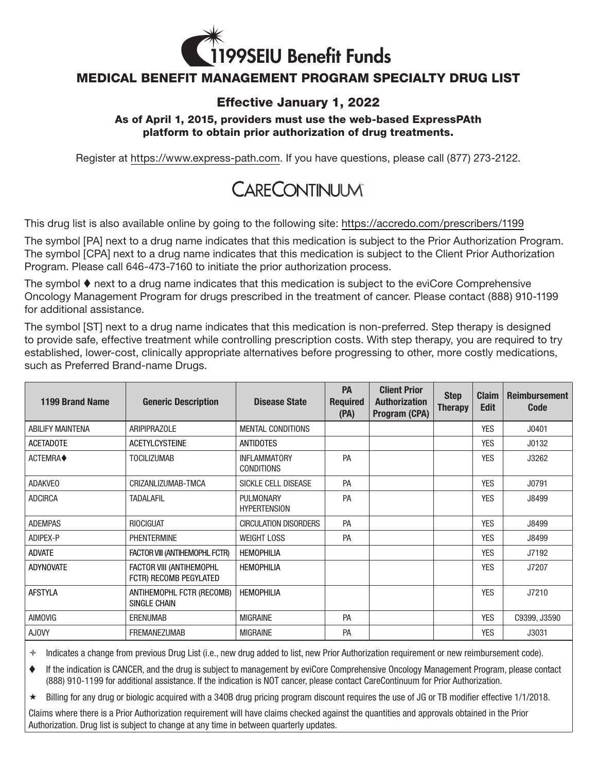# 1199SEIU Benefit Funds

## MEDICAL BENEFIT MANAGEMENT PROGRAM SPECIALTY DRUG LIST

### Effective January 1, 2022

**As of April 1, 2015, providers must use the web-based ExpressPAth platform to obtain prior authorization of drug treatments.**

Register at https://www.express-path.com. If you have questions, please call (877) 273-2122.

CARECONTINUUM

This drug list is also available online by going to the following site: https://accredo.com/prescribers/1199

The symbol [PA] next to a drug name indicates that this medication is subject to the Prior Authorization Program. The symbol [CPA] next to a drug name indicates that this medication is subject to the Client Prior Authorization Program. Please call 646-473-7160 to initiate the prior authorization process.

The symbol ♦ next to a drug name indicates that this medication is subject to the eviCore Comprehensive Oncology Management Program for drugs prescribed in the treatment of cancer. Please contact (888) 910-1199 for additional assistance.

The symbol [ST] next to a drug name indicates that this medication is non-preferred. Step therapy is designed to provide safe, effective treatment while controlling prescription costs. With step therapy, you are required to try established, lower-cost, clinically appropriate alternatives before progressing to other, more costly medications, such as Preferred Brand-name Drugs.

| 1199 Brand Name | Generic Description | Disease State | PA Required (PA) | Client Prior Authorization Program (CPA) | Step Therapy | Claim Edit | Reimbursement Code |
|---|---|---|---|---|---|---|---|
| ABILIFY MAINTENA | ARIPIPRAZOLE | MENTAL CONDITIONS | | | | YES | J0401 |
| ACETADOTE | ACETYLCYSTEINE | ANTIDOTES | | | | YES | J0132 |
| ACTEMRA♦ | TOCILIZUMAB | INFLAMMATORY CONDITIONS | PA | | | YES | J3262 |
| ADAKVEO | CRIZANLIZUMAB-TMCA | SICKLE CELL DISEASE | PA | | | YES | J0791 |
| ADCIRCA | TADALAFIL | PULMONARY HYPERTENSION | PA | | | YES | J8499 |
| ADEMPAS | RIOCIGUAT | CIRCULATION DISORDERS | PA | | | YES | J8499 |
| ADIPEX-P | PHENTERMINE | WEIGHT LOSS | PA | | | YES | J8499 |
| ADVATE | FACTOR VIII (ANTIHEMOPHL FCTR) | HEMOPHILIA | | | | YES | J7192 |
| ADYNOVATE | FACTOR VIII (ANTIHEMOPHL FCTR) RECOMB PEGYLATED | HEMOPHILIA | | | | YES | J7207 |
| AFSTYLA | ANTIHEMOPHL FCTR (RECOMB) SINGLE CHAIN | HEMOPHILIA | | | | YES | J7210 |
| AIMOVIG | ERENUMAB | MIGRAINE | PA | | | YES | C9399, J3590 |
| AJOVY | FREMANEZUMAB | MIGRAINE | PA | | | YES | J3031 |

✧ Indicates a change from previous Drug List (i.e., new drug added to list, new Prior Authorization requirement or new reimbursement code).

♦ If the indication is CANCER, and the drug is subject to management by eviCore Comprehensive Oncology Management Program, please contact (888) 910-1199 for additional assistance. If the indication is NOT cancer, please contact CareContinuum for Prior Authorization.

★ Billing for any drug or biologic acquired with a 340B drug pricing program discount requires the use of JG or TB modifier effective 1/1/2018.

Claims where there is a Prior Authorization requirement will have claims checked against the quantities and approvals obtained in the Prior Authorization. Drug list is subject to change at any time in between quarterly updates.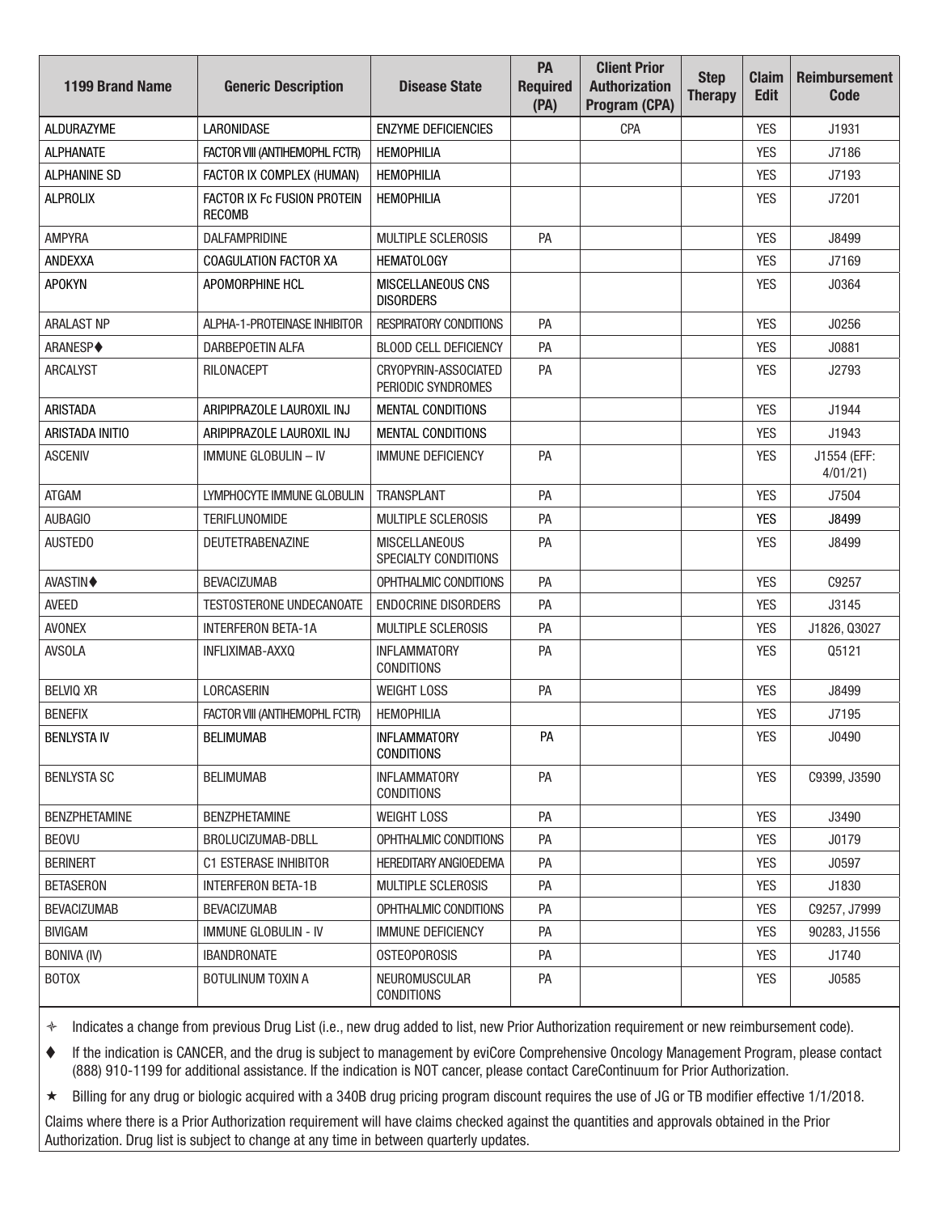| 1199 Brand Name | Generic Description | Disease State | PA Required (PA) | Client Prior Authorization Program (CPA) | Step Therapy | Claim Edit | Reimbursement Code |
|---|---|---|---|---|---|---|---|
| ALDURAZYME | LARONIDASE | ENZYME DEFICIENCIES | | CPA | | YES | J1931 |
| ALPHANATE | FACTOR VIII (ANTIHEMOPHL FCTR) | HEMOPHILIA | | | | YES | J7186 |
| ALPHANINE SD | FACTOR IX COMPLEX (HUMAN) | HEMOPHILIA | | | | YES | J7193 |
| ALPROLIX | FACTOR IX Fc FUSION PROTEIN RECOMB | HEMOPHILIA | | | | YES | J7201 |
| AMPYRA | DALFAMPRIDINE | MULTIPLE SCLEROSIS | PA | | | YES | J8499 |
| ANDEXXA | COAGULATION FACTOR XA | HEMATOLOGY | | | | YES | J7169 |
| APOKYN | APOMORPHINE HCL | MISCELLANEOUS CNS DISORDERS | | | | YES | J0364 |
| ARALAST NP | ALPHA-1-PROTEINASE INHIBITOR | RESPIRATORY CONDITIONS | PA | | | YES | J0256 |
| ARANESP♦ | DARBEPOETIN ALFA | BLOOD CELL DEFICIENCY | PA | | | YES | J0881 |
| ARCALYST | RILONACEPT | CRYOPYRIN-ASSOCIATED PERIODIC SYNDROMES | PA | | | YES | J2793 |
| ARISTADA | ARIPIPRAZOLE LAUROXIL INJ | MENTAL CONDITIONS | | | | YES | J1944 |
| ARISTADA INITIO | ARIPIPRAZOLE LAUROXIL INJ | MENTAL CONDITIONS | | | | YES | J1943 |
| ASCENIV | IMMUNE GLOBULIN – IV | IMMUNE DEFICIENCY | PA | | | YES | J1554 (EFF: 4/01/21) |
| ATGAM | LYMPHOCYTE IMMUNE GLOBULIN | TRANSPLANT | PA | | | YES | J7504 |
| AUBAGIO | TERIFLUNOMIDE | MULTIPLE SCLEROSIS | PA | | | YES | J8499 |
| AUSTEDO | DEUTETRABENAZINE | MISCELLANEOUS SPECIALTY CONDITIONS | PA | | | YES | J8499 |
| AVASTIN♦ | BEVACIZUMAB | OPHTHALMIC CONDITIONS | PA | | | YES | C9257 |
| AVEED | TESTOSTERONE UNDECANOATE | ENDOCRINE DISORDERS | PA | | | YES | J3145 |
| AVONEX | INTERFERON BETA-1A | MULTIPLE SCLEROSIS | PA | | | YES | J1826, Q3027 |
| AVSOLA | INFLIXIMAB-AXXQ | INFLAMMATORY CONDITIONS | PA | | | YES | Q5121 |
| BELVIQ XR | LORCASERIN | WEIGHT LOSS | PA | | | YES | J8499 |
| BENEFIX | FACTOR VIII (ANTIHEMOPHL FCTR) | HEMOPHILIA | | | | YES | J7195 |
| BENLYSTA IV | BELIMUMAB | INFLAMMATORY CONDITIONS | PA | | | YES | J0490 |
| BENLYSTA SC | BELIMUMAB | INFLAMMATORY CONDITIONS | PA | | | YES | C9399, J3590 |
| BENZPHETAMINE | BENZPHETAMINE | WEIGHT LOSS | PA | | | YES | J3490 |
| BEOVU | BROLUCIZUMAB-DBLL | OPHTHALMIC CONDITIONS | PA | | | YES | J0179 |
| BERINERT | C1 ESTERASE INHIBITOR | HEREDITARY ANGIOEDEMA | PA | | | YES | J0597 |
| BETASERON | INTERFERON BETA-1B | MULTIPLE SCLEROSIS | PA | | | YES | J1830 |
| BEVACIZUMAB | BEVACIZUMAB | OPHTHALMIC CONDITIONS | PA | | | YES | C9257, J7999 |
| BIVIGAM | IMMUNE GLOBULIN - IV | IMMUNE DEFICIENCY | PA | | | YES | 90283, J1556 |
| BONIVA (IV) | IBANDRONATE | OSTEOPOROSIS | PA | | | YES | J1740 |
| BOTOX | BOTULINUM TOXIN A | NEUROMUSCULAR CONDITIONS | PA | | | YES | J0585 |

✧ Indicates a change from previous Drug List (i.e., new drug added to list, new Prior Authorization requirement or new reimbursement code).

♦ If the indication is CANCER, and the drug is subject to management by eviCore Comprehensive Oncology Management Program, please contact (888) 910-1199 for additional assistance. If the indication is NOT cancer, please contact CareContinuum for Prior Authorization.

★ Billing for any drug or biologic acquired with a 340B drug pricing program discount requires the use of JG or TB modifier effective 1/1/2018.

Claims where there is a Prior Authorization requirement will have claims checked against the quantities and approvals obtained in the Prior Authorization. Drug list is subject to change at any time in between quarterly updates.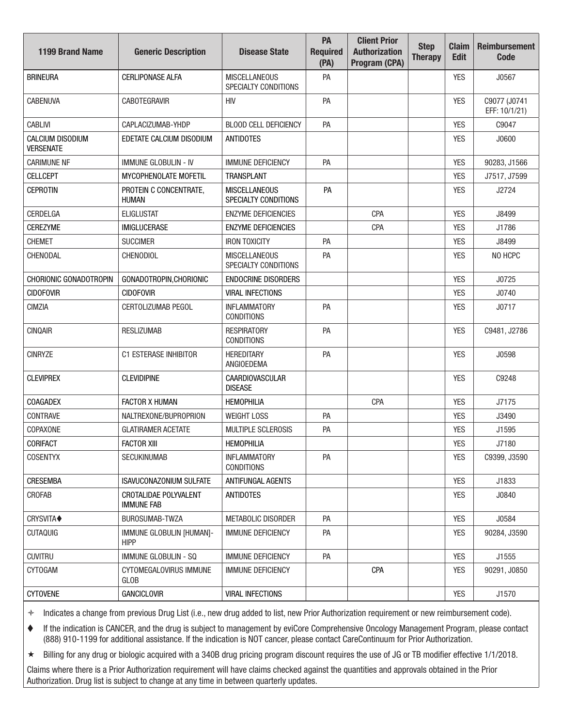| 1199 Brand Name | Generic Description | Disease State | PA Required (PA) | Client Prior Authorization Program (CPA) | Step Therapy | Claim Edit | Reimbursement Code |
|---|---|---|---|---|---|---|---|
| BRINEURA | CERLIPONASE ALFA | MISCELLANEOUS SPECIALTY CONDITIONS | PA | | | YES | J0567 |
| CABENUVA | CABOTEGRAVIR | HIV | PA | | | YES | C9077 (J0741 EFF: 10/1/21) |
| CABLIVI | CAPLACIZUMAB-YHDP | BLOOD CELL DEFICIENCY | PA | | | YES | C9047 |
| CALCIUM DISODIUM VERSENATE | EDETATE CALCIUM DISODIUM | ANTIDOTES | | | | YES | J0600 |
| CARIMUNE NF | IMMUNE GLOBULIN - IV | IMMUNE DEFICIENCY | PA | | | YES | 90283, J1566 |
| CELLCEPT | MYCOPHENOLATE MOFETIL | TRANSPLANT | | | | YES | J7517, J7599 |
| CEPROTIN | PROTEIN C CONCENTRATE, HUMAN | MISCELLANEOUS SPECIALTY CONDITIONS | PA | | | YES | J2724 |
| CERDELGA | ELIGLUSTAT | ENZYME DEFICIENCIES | | CPA | | YES | J8499 |
| CEREZYME | IMIGLUCERASE | ENZYME DEFICIENCIES | | CPA | | YES | J1786 |
| CHEMET | SUCCIMER | IRON TOXICITY | PA | | | YES | J8499 |
| CHENODAL | CHENODIOL | MISCELLANEOUS SPECIALTY CONDITIONS | PA | | | YES | NO HCPC |
| CHORIONIC GONADOTROPIN | GONADOTROPIN,CHORIONIC | ENDOCRINE DISORDERS | | | | YES | J0725 |
| CIDOFOVIR | CIDOFOVIR | VIRAL INFECTIONS | | | | YES | J0740 |
| CIMZIA | CERTOLIZUMAB PEGOL | INFLAMMATORY CONDITIONS | PA | | | YES | J0717 |
| CINQAIR | RESLIZUMAB | RESPIRATORY CONDITIONS | PA | | | YES | C9481, J2786 |
| CINRYZE | C1 ESTERASE INHIBITOR | HEREDITARY ANGIOEDEMA | PA | | | YES | J0598 |
| CLEVIPREX | CLEVIDIPINE | CAARDIOVASCULAR DISEASE | | | | YES | C9248 |
| COAGADEX | FACTOR X HUMAN | HEMOPHILIA | | CPA | | YES | J7175 |
| CONTRAVE | NALTREXONE/BUPROPRION | WEIGHT LOSS | PA | | | YES | J3490 |
| COPAXONE | GLATIRAMER ACETATE | MULTIPLE SCLEROSIS | PA | | | YES | J1595 |
| CORIFACT | FACTOR XIII | HEMOPHILIA | | | | YES | J7180 |
| COSENTYX | SECUKINUMAB | INFLAMMATORY CONDITIONS | PA | | | YES | C9399, J3590 |
| CRESEMBA | ISAVUCONAZONIUM SULFATE | ANTIFUNGAL AGENTS | | | | YES | J1833 |
| CROFAB | CROTALIDAE POLYVALENT IMMUNE FAB | ANTIDOTES | | | | YES | J0840 |
| CRYSVITA♦ | BUROSUMAB-TWZA | METABOLIC DISORDER | PA | | | YES | J0584 |
| CUTAQUIG | IMMUNE GLOBULIN [HUMAN]-HIPP | IMMUNE DEFICIENCY | PA | | | YES | 90284, J3590 |
| CUVITRU | IMMUNE GLOBULIN - SQ | IMMUNE DEFICIENCY | PA | | | YES | J1555 |
| CYTOGAM | CYTOMEGALOVIRUS IMMUNE GLOB | IMMUNE DEFICIENCY | | CPA | | YES | 90291, J0850 |
| CYTOVENE | GANCICLOVIR | VIRAL INFECTIONS | | | | YES | J1570 |

✧ Indicates a change from previous Drug List (i.e., new drug added to list, new Prior Authorization requirement or new reimbursement code).

♦ If the indication is CANCER, and the drug is subject to management by eviCore Comprehensive Oncology Management Program, please contact (888) 910-1199 for additional assistance. If the indication is NOT cancer, please contact CareContinuum for Prior Authorization.

★ Billing for any drug or biologic acquired with a 340B drug pricing program discount requires the use of JG or TB modifier effective 1/1/2018.

Claims where there is a Prior Authorization requirement will have claims checked against the quantities and approvals obtained in the Prior Authorization. Drug list is subject to change at any time in between quarterly updates.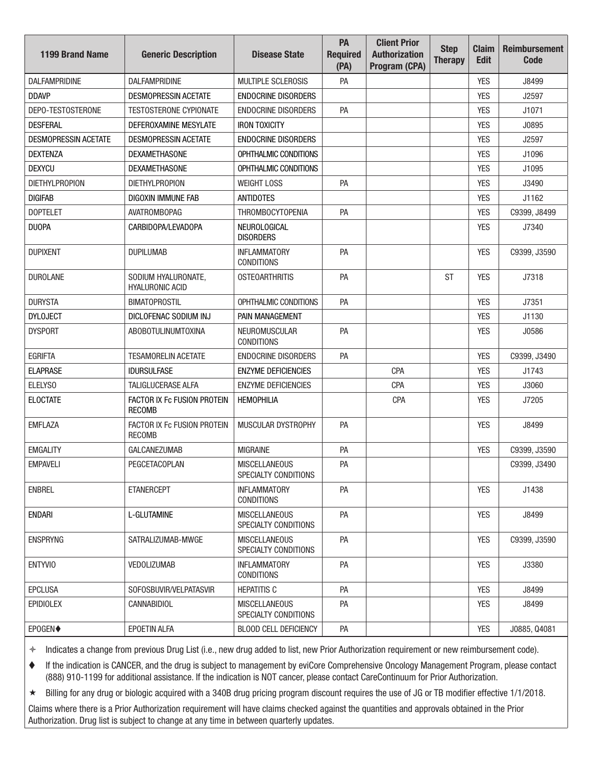| 1199 Brand Name | Generic Description | Disease State | PA Required (PA) | Client Prior Authorization Program (CPA) | Step Therapy | Claim Edit | Reimbursement Code |
|---|---|---|---|---|---|---|---|
| DALFAMPRIDINE | DALFAMPRIDINE | MULTIPLE SCLEROSIS | PA | | | YES | J8499 |
| DDAVP | DESMOPRESSIN ACETATE | ENDOCRINE DISORDERS | | | | YES | J2597 |
| DEPO-TESTOSTERONE | TESTOSTERONE CYPIONATE | ENDOCRINE DISORDERS | PA | | | YES | J1071 |
| DESFERAL | DEFEROXAMINE MESYLATE | IRON TOXICITY | | | | YES | J0895 |
| DESMOPRESSIN ACETATE | DESMOPRESSIN ACETATE | ENDOCRINE DISORDERS | | | | YES | J2597 |
| DEXTENZA | DEXAMETHASONE | OPHTHALMIC CONDITIONS | | | | YES | J1096 |
| DEXYCU | DEXAMETHASONE | OPHTHALMIC CONDITIONS | | | | YES | J1095 |
| DIETHYLPROPION | DIETHYLPROPION | WEIGHT LOSS | PA | | | YES | J3490 |
| DIGIFAB | DIGOXIN IMMUNE FAB | ANTIDOTES | | | | YES | J1162 |
| DOPTELET | AVATROMBOPAG | THROMBOCYTOPENIA | PA | | | YES | C9399, J8499 |
| DUOPA | CARBIDOPA/LEVADOPA | NEUROLOGICAL DISORDERS | | | | YES | J7340 |
| DUPIXENT | DUPILUMAB | INFLAMMATORY CONDITIONS | PA | | | YES | C9399, J3590 |
| DUROLANE | SODIUM HYALURONATE, HYALURONIC ACID | OSTEOARTHRITIS | PA | | ST | YES | J7318 |
| DURYSTA | BIMATOPROSTIL | OPHTHALMIC CONDITIONS | PA | | | YES | J7351 |
| DYLOJECT | DICLOFENAC SODIUM INJ | PAIN MANAGEMENT | | | | YES | J1130 |
| DYSPORT | ABOBOTULINUMTOXINA | NEUROMUSCULAR CONDITIONS | PA | | | YES | J0586 |
| EGRIFTA | TESAMORELIN ACETATE | ENDOCRINE DISORDERS | PA | | | YES | C9399, J3490 |
| ELAPRASE | IDURSULFASE | ENZYME DEFICIENCIES | | CPA | | YES | J1743 |
| ELELYSO | TALIGLUCERASE ALFA | ENZYME DEFICIENCIES | | CPA | | YES | J3060 |
| ELOCTATE | FACTOR IX Fc FUSION PROTEIN RECOMB | HEMOPHILIA | | CPA | | YES | J7205 |
| EMFLAZA | FACTOR IX Fc FUSION PROTEIN RECOMB | MUSCULAR DYSTROPHY | PA | | | YES | J8499 |
| EMGALITY | GALCANEZUMAB | MIGRAINE | PA | | | YES | C9399, J3590 |
| EMPAVELI | PEGCETACOPLAN | MISCELLANEOUS SPECIALTY CONDITIONS | PA | | | | C9399, J3490 |
| ENBREL | ETANERCEPT | INFLAMMATORY CONDITIONS | PA | | | YES | J1438 |
| ENDARI | L-GLUTAMINE | MISCELLANEOUS SPECIALTY CONDITIONS | PA | | | YES | J8499 |
| ENSPRYNG | SATRALIZUMAB-MWGE | MISCELLANEOUS SPECIALTY CONDITIONS | PA | | | YES | C9399, J3590 |
| ENTYVIO | VEDOLIZUMAB | INFLAMMATORY CONDITIONS | PA | | | YES | J3380 |
| EPCLUSA | SOFOSBUVIR/VELPATASVIR | HEPATITIS C | PA | | | YES | J8499 |
| EPIDIOLEX | CANNABIDIOL | MISCELLANEOUS SPECIALTY CONDITIONS | PA | | | YES | J8499 |
| EPOGEN♦ | EPOETIN ALFA | BLOOD CELL DEFICIENCY | PA | | | YES | J0885, Q4081 |

✧ Indicates a change from previous Drug List (i.e., new drug added to list, new Prior Authorization requirement or new reimbursement code).

♦ If the indication is CANCER, and the drug is subject to management by eviCore Comprehensive Oncology Management Program, please contact (888) 910-1199 for additional assistance. If the indication is NOT cancer, please contact CareContinuum for Prior Authorization.

★ Billing for any drug or biologic acquired with a 340B drug pricing program discount requires the use of JG or TB modifier effective 1/1/2018.

Claims where there is a Prior Authorization requirement will have claims checked against the quantities and approvals obtained in the Prior Authorization. Drug list is subject to change at any time in between quarterly updates.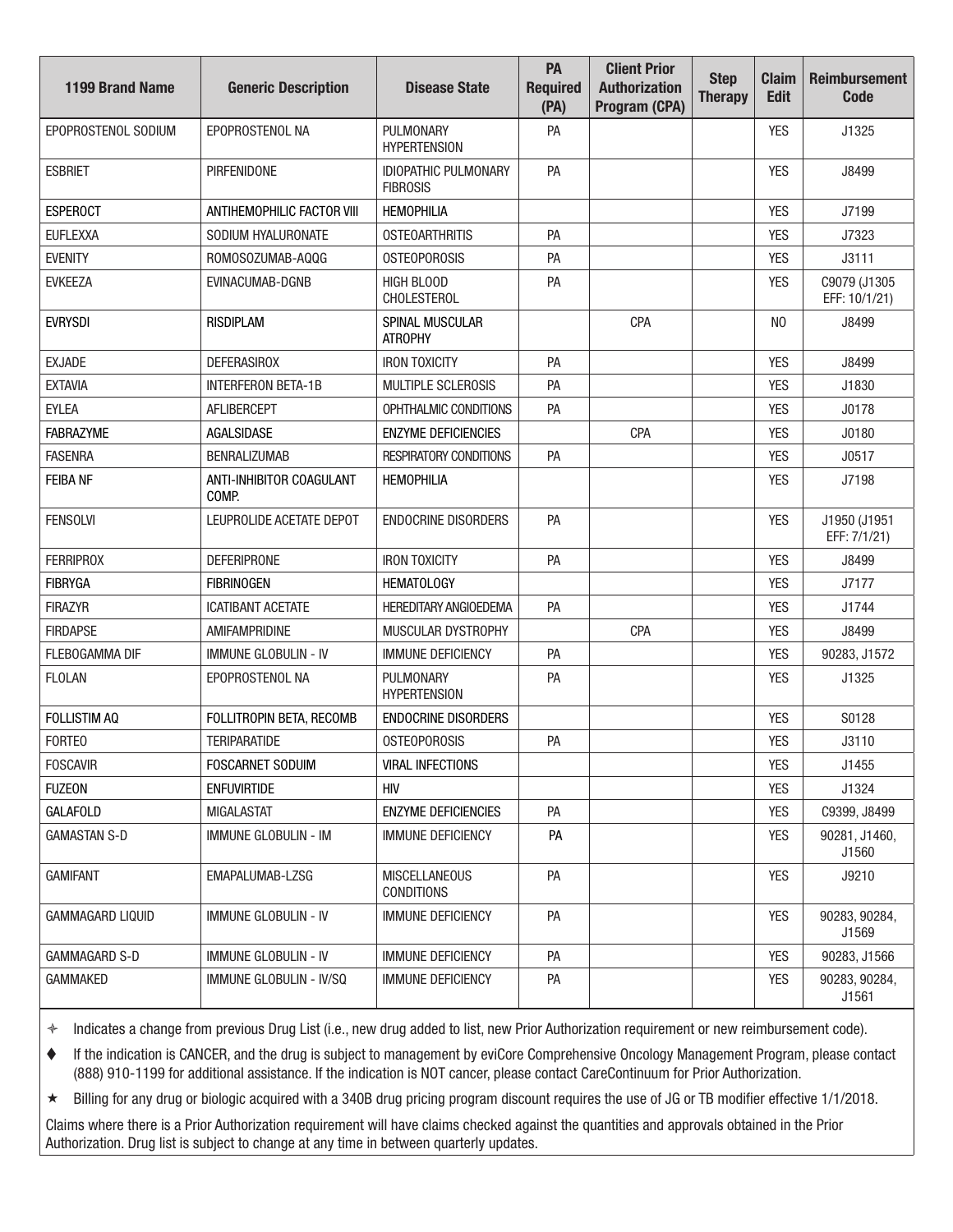| 1199 Brand Name | Generic Description | Disease State | PA Required (PA) | Client Prior Authorization Program (CPA) | Step Therapy | Claim Edit | Reimbursement Code |
|---|---|---|---|---|---|---|---|
| EPOPROSTENOL SODIUM | EPOPROSTENOL NA | PULMONARY HYPERTENSION | PA | | | YES | J1325 |
| ESBRIET | PIRFENIDONE | IDIOPATHIC PULMONARY FIBROSIS | PA | | | YES | J8499 |
| ESPEROCT | ANTIHEMOPHILIC FACTOR VIII | HEMOPHILIA | | | | YES | J7199 |
| EUFLEXXA | SODIUM HYALURONATE | OSTEOARTHRITIS | PA | | | YES | J7323 |
| EVENITY | ROMOSOZUMAB-AQQG | OSTEOPOROSIS | PA | | | YES | J3111 |
| EVKEEZA | EVINACUMAB-DGNB | HIGH BLOOD CHOLESTEROL | PA | | | YES | C9079 (J1305 EFF: 10/1/21) |
| EVRYSDI | RISDIPLAM | SPINAL MUSCULAR ATROPHY | | CPA | | NO | J8499 |
| EXJADE | DEFERASIROX | IRON TOXICITY | PA | | | YES | J8499 |
| EXTAVIA | INTERFERON BETA-1B | MULTIPLE SCLEROSIS | PA | | | YES | J1830 |
| EYLEA | AFLIBERCEPT | OPHTHALMIC CONDITIONS | PA | | | YES | J0178 |
| FABRAZYME | AGALSIDASE | ENZYME DEFICIENCIES | | CPA | | YES | J0180 |
| FASENRA | BENRALIZUMAB | RESPIRATORY CONDITIONS | PA | | | YES | J0517 |
| FEIBA NF | ANTI-INHIBITOR COAGULANT COMP. | HEMOPHILIA | | | | YES | J7198 |
| FENSOLVI | LEUPROLIDE ACETATE DEPOT | ENDOCRINE DISORDERS | PA | | | YES | J1950 (J1951 EFF: 7/1/21) |
| FERRIPROX | DEFERIPRONE | IRON TOXICITY | PA | | | YES | J8499 |
| FIBRYGA | FIBRINOGEN | HEMATOLOGY | | | | YES | J7177 |
| FIRAZYR | ICATIBANT ACETATE | HEREDITARY ANGIOEDEMA | PA | | | YES | J1744 |
| FIRDAPSE | AMIFAMPRIDINE | MUSCULAR DYSTROPHY | | CPA | | YES | J8499 |
| FLEBOGAMMA DIF | IMMUNE GLOBULIN - IV | IMMUNE DEFICIENCY | PA | | | YES | 90283, J1572 |
| FLOLAN | EPOPROSTENOL NA | PULMONARY HYPERTENSION | PA | | | YES | J1325 |
| FOLLISTIM AQ | FOLLITROPIN BETA, RECOMB | ENDOCRINE DISORDERS | | | | YES | S0128 |
| FORTEO | TERIPARATIDE | OSTEOPOROSIS | PA | | | YES | J3110 |
| FOSCAVIR | FOSCARNET SODUIM | VIRAL INFECTIONS | | | | YES | J1455 |
| FUZEON | ENFUVIRTIDE | HIV | | | | YES | J1324 |
| GALAFOLD | MIGALASTAT | ENZYME DEFICIENCIES | PA | | | YES | C9399, J8499 |
| GAMASTAN S-D | IMMUNE GLOBULIN - IM | IMMUNE DEFICIENCY | PA | | | YES | 90281, J1460, J1560 |
| GAMIFANT | EMAPALUMAB-LZSG | MISCELLANEOUS CONDITIONS | PA | | | YES | J9210 |
| GAMMAGARD LIQUID | IMMUNE GLOBULIN - IV | IMMUNE DEFICIENCY | PA | | | YES | 90283, 90284, J1569 |
| GAMMAGARD S-D | IMMUNE GLOBULIN - IV | IMMUNE DEFICIENCY | PA | | | YES | 90283, J1566 |
| GAMMAKED | IMMUNE GLOBULIN - IV/SQ | IMMUNE DEFICIENCY | PA | | | YES | 90283, 90284, J1561 |

✧ Indicates a change from previous Drug List (i.e., new drug added to list, new Prior Authorization requirement or new reimbursement code).

♦ If the indication is CANCER, and the drug is subject to management by eviCore Comprehensive Oncology Management Program, please contact (888) 910-1199 for additional assistance. If the indication is NOT cancer, please contact CareContinuum for Prior Authorization.

★ Billing for any drug or biologic acquired with a 340B drug pricing program discount requires the use of JG or TB modifier effective 1/1/2018.

Claims where there is a Prior Authorization requirement will have claims checked against the quantities and approvals obtained in the Prior Authorization. Drug list is subject to change at any time in between quarterly updates.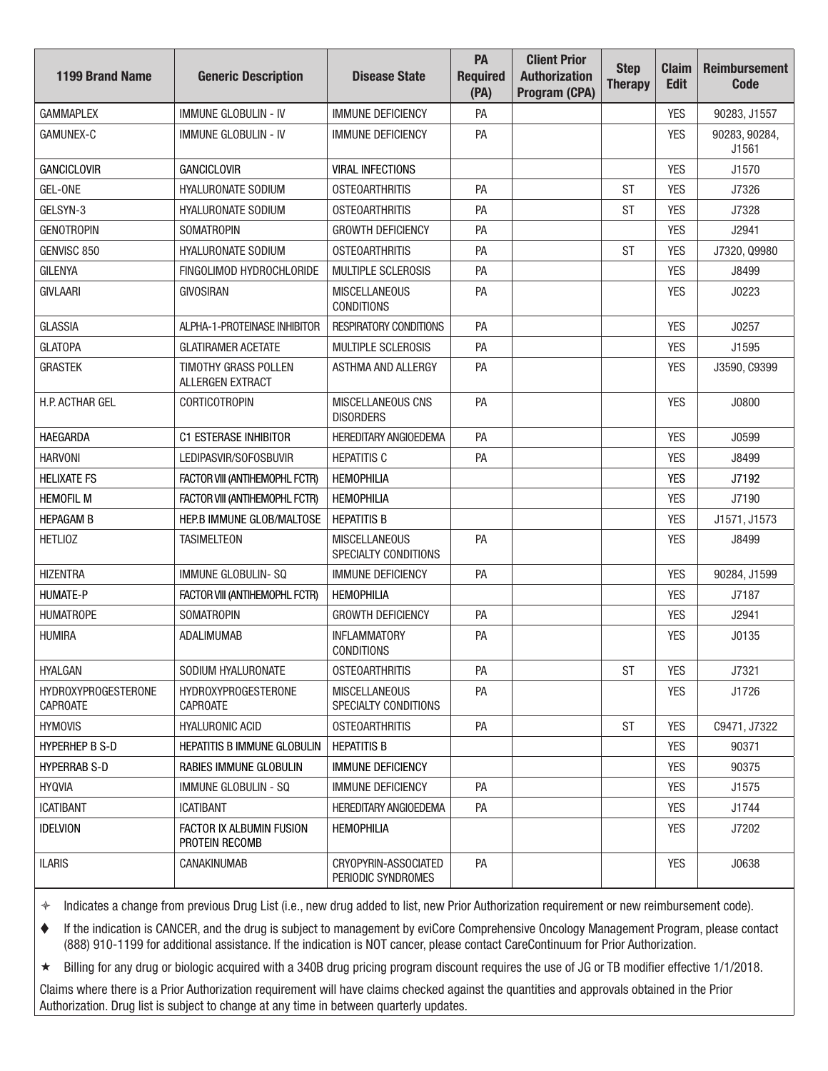| 1199 Brand Name | Generic Description | Disease State | PA Required (PA) | Client Prior Authorization Program (CPA) | Step Therapy | Claim Edit | Reimbursement Code |
|---|---|---|---|---|---|---|---|
| GAMMAPLEX | IMMUNE GLOBULIN - IV | IMMUNE DEFICIENCY | PA | | | YES | 90283, J1557 |
| GAMUNEX-C | IMMUNE GLOBULIN - IV | IMMUNE DEFICIENCY | PA | | | YES | 90283, 90284, J1561 |
| GANCICLOVIR | GANCICLOVIR | VIRAL INFECTIONS | | | | YES | J1570 |
| GEL-ONE | HYALURONATE SODIUM | OSTEOARTHRITIS | PA | | ST | YES | J7326 |
| GELSYN-3 | HYALURONATE SODIUM | OSTEOARTHRITIS | PA | | ST | YES | J7328 |
| GENOTROPIN | SOMATROPIN | GROWTH DEFICIENCY | PA | | | YES | J2941 |
| GENVISC 850 | HYALURONATE SODIUM | OSTEOARTHRITIS | PA | | ST | YES | J7320, Q9980 |
| GILENYA | FINGOLIMOD HYDROCHLORIDE | MULTIPLE SCLEROSIS | PA | | | YES | J8499 |
| GIVLAARI | GIVOSIRAN | MISCELLANEOUS CONDITIONS | PA | | | YES | J0223 |
| GLASSIA | ALPHA-1-PROTEINASE INHIBITOR | RESPIRATORY CONDITIONS | PA | | | YES | J0257 |
| GLATOPA | GLATIRAMER ACETATE | MULTIPLE SCLEROSIS | PA | | | YES | J1595 |
| GRASTEK | TIMOTHY GRASS POLLEN ALLERGEN EXTRACT | ASTHMA AND ALLERGY | PA | | | YES | J3590, C9399 |
| H.P. ACTHAR GEL | CORTICOTROPIN | MISCELLANEOUS CNS DISORDERS | PA | | | YES | J0800 |
| HAEGARDA | C1 ESTERASE INHIBITOR | HEREDITARY ANGIOEDEMA | PA | | | YES | J0599 |
| HARVONI | LEDIPASVIR/SOFOSBUVIR | HEPATITIS C | PA | | | YES | J8499 |
| HELIXATE FS | FACTOR VIII (ANTIHEMOPHL FCTR) | HEMOPHILIA | | | | YES | J7192 |
| HEMOFIL M | FACTOR VIII (ANTIHEMOPHL FCTR) | HEMOPHILIA | | | | YES | J7190 |
| HEPAGAM B | HEP.B IMMUNE GLOB/MALTOSE | HEPATITIS B | | | | YES | J1571, J1573 |
| HETLIOZ | TASIMELTEON | MISCELLANEOUS SPECIALTY CONDITIONS | PA | | | YES | J8499 |
| HIZENTRA | IMMUNE GLOBULIN- SQ | IMMUNE DEFICIENCY | PA | | | YES | 90284, J1599 |
| HUMATE-P | FACTOR VIII (ANTIHEMOPHL FCTR) | HEMOPHILIA | | | | YES | J7187 |
| HUMATROPE | SOMATROPIN | GROWTH DEFICIENCY | PA | | | YES | J2941 |
| HUMIRA | ADALIMUMAB | INFLAMMATORY CONDITIONS | PA | | | YES | J0135 |
| HYALGAN | SODIUM HYALURONATE | OSTEOARTHRITIS | PA | | ST | YES | J7321 |
| HYDROXYPROGESTERONE CAPROATE | HYDROXYPROGESTERONE CAPROATE | MISCELLANEOUS SPECIALTY CONDITIONS | PA | | | YES | J1726 |
| HYMOVIS | HYALURONIC ACID | OSTEOARTHRITIS | PA | | ST | YES | C9471, J7322 |
| HYPERHEP B S-D | HEPATITIS B IMMUNE GLOBULIN | HEPATITIS B | | | | YES | 90371 |
| HYPERRAB S-D | RABIES IMMUNE GLOBULIN | IMMUNE DEFICIENCY | | | | YES | 90375 |
| HYQVIA | IMMUNE GLOBULIN - SQ | IMMUNE DEFICIENCY | PA | | | YES | J1575 |
| ICATIBANT | ICATIBANT | HEREDITARY ANGIOEDEMA | PA | | | YES | J1744 |
| IDELVION | FACTOR IX ALBUMIN FUSION PROTEIN RECOMB | HEMOPHILIA | | | | YES | J7202 |
| ILARIS | CANAKINUMAB | CRYOPYRIN-ASSOCIATED PERIODIC SYNDROMES | PA | | | YES | J0638 |

✧ Indicates a change from previous Drug List (i.e., new drug added to list, new Prior Authorization requirement or new reimbursement code).

♦ If the indication is CANCER, and the drug is subject to management by eviCore Comprehensive Oncology Management Program, please contact (888) 910-1199 for additional assistance. If the indication is NOT cancer, please contact CareContinuum for Prior Authorization.

★ Billing for any drug or biologic acquired with a 340B drug pricing program discount requires the use of JG or TB modifier effective 1/1/2018.

Claims where there is a Prior Authorization requirement will have claims checked against the quantities and approvals obtained in the Prior Authorization. Drug list is subject to change at any time in between quarterly updates.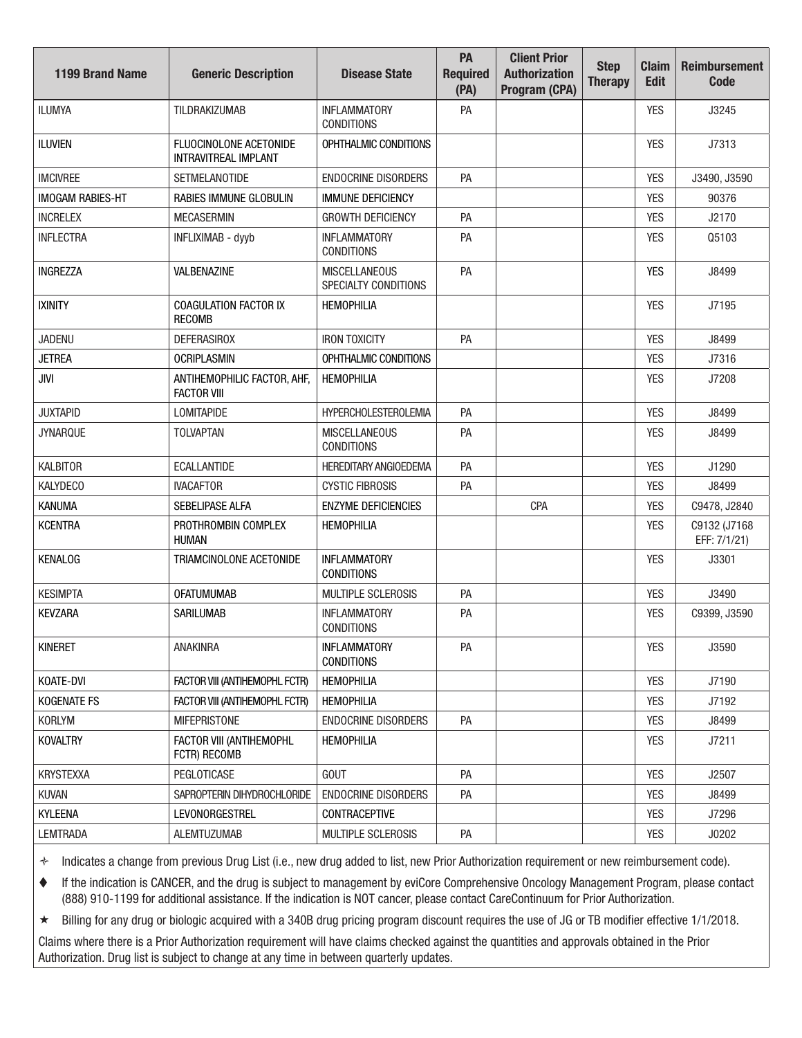| 1199 Brand Name | Generic Description | Disease State | PA Required (PA) | Client Prior Authorization Program (CPA) | Step Therapy | Claim Edit | Reimbursement Code |
|---|---|---|---|---|---|---|---|
| ILUMYA | TILDRAKIZUMAB | INFLAMMATORY CONDITIONS | PA | | | YES | J3245 |
| ILUVIEN | FLUOCINOLONE ACETONIDE INTRAVITREAL IMPLANT | OPHTHALMIC CONDITIONS | | | | YES | J7313 |
| IMCIVREE | SETMELANOTIDE | ENDOCRINE DISORDERS | PA | | | YES | J3490, J3590 |
| IMOGAM RABIES-HT | RABIES IMMUNE GLOBULIN | IMMUNE DEFICIENCY | | | | YES | 90376 |
| INCRELEX | MECASERMIN | GROWTH DEFICIENCY | PA | | | YES | J2170 |
| INFLECTRA | INFLIXIMAB - dyyb | INFLAMMATORY CONDITIONS | PA | | | YES | Q5103 |
| INGREZZA | VALBENAZINE | MISCELLANEOUS SPECIALTY CONDITIONS | PA | | | YES | J8499 |
| IXINITY | COAGULATION FACTOR IX RECOMB | HEMOPHILIA | | | | YES | J7195 |
| JADENU | DEFERASIROX | IRON TOXICITY | PA | | | YES | J8499 |
| JETREA | OCRIPLASMIN | OPHTHALMIC CONDITIONS | | | | YES | J7316 |
| JIVI | ANTIHEMOPHILIC FACTOR, AHF, FACTOR VIII | HEMOPHILIA | | | | YES | J7208 |
| JUXTAPID | LOMITAPIDE | HYPERCHOLESTEROLEMIA | PA | | | YES | J8499 |
| JYNARQUE | TOLVAPTAN | MISCELLANEOUS CONDITIONS | PA | | | YES | J8499 |
| KALBITOR | ECALLANTIDE | HEREDITARY ANGIOEDEMA | PA | | | YES | J1290 |
| KALYDECO | IVACAFTOR | CYSTIC FIBROSIS | PA | | | YES | J8499 |
| KANUMA | SEBELIPASE ALFA | ENZYME DEFICIENCIES | | CPA | | YES | C9478, J2840 |
| KCENTRA | PROTHROMBIN COMPLEX HUMAN | HEMOPHILIA | | | | YES | C9132 (J7168 EFF: 7/1/21) |
| KENALOG | TRIAMCINOLONE ACETONIDE | INFLAMMATORY CONDITIONS | | | | YES | J3301 |
| KESIMPTA | OFATUMUMAB | MULTIPLE SCLEROSIS | PA | | | YES | J3490 |
| KEVZARA | SARILUMAB | INFLAMMATORY CONDITIONS | PA | | | YES | C9399, J3590 |
| KINERET | ANAKINRA | INFLAMMATORY CONDITIONS | PA | | | YES | J3590 |
| KOATE-DVI | FACTOR VIII (ANTIHEMOPHL FCTR) | HEMOPHILIA | | | | YES | J7190 |
| KOGENATE FS | FACTOR VIII (ANTIHEMOPHL FCTR) | HEMOPHILIA | | | | YES | J7192 |
| KORLYM | MIFEPRISTONE | ENDOCRINE DISORDERS | PA | | | YES | J8499 |
| KOVALTRY | FACTOR VIII (ANTIHEMOPHL FCTR) RECOMB | HEMOPHILIA | | | | YES | J7211 |
| KRYSTEXXA | PEGLOTICASE | GOUT | PA | | | YES | J2507 |
| KUVAN | SAPROPTERIN DIHYDROCHLORIDE | ENDOCRINE DISORDERS | PA | | | YES | J8499 |
| KYLEENA | LEVONORGESTREL | CONTRACEPTIVE | | | | YES | J7296 |
| LEMTRADA | ALEMTUZUMAB | MULTIPLE SCLEROSIS | PA | | | YES | J0202 |

✧ Indicates a change from previous Drug List (i.e., new drug added to list, new Prior Authorization requirement or new reimbursement code).

♦ If the indication is CANCER, and the drug is subject to management by eviCore Comprehensive Oncology Management Program, please contact (888) 910-1199 for additional assistance. If the indication is NOT cancer, please contact CareContinuum for Prior Authorization.

★ Billing for any drug or biologic acquired with a 340B drug pricing program discount requires the use of JG or TB modifier effective 1/1/2018.

Claims where there is a Prior Authorization requirement will have claims checked against the quantities and approvals obtained in the Prior Authorization. Drug list is subject to change at any time in between quarterly updates.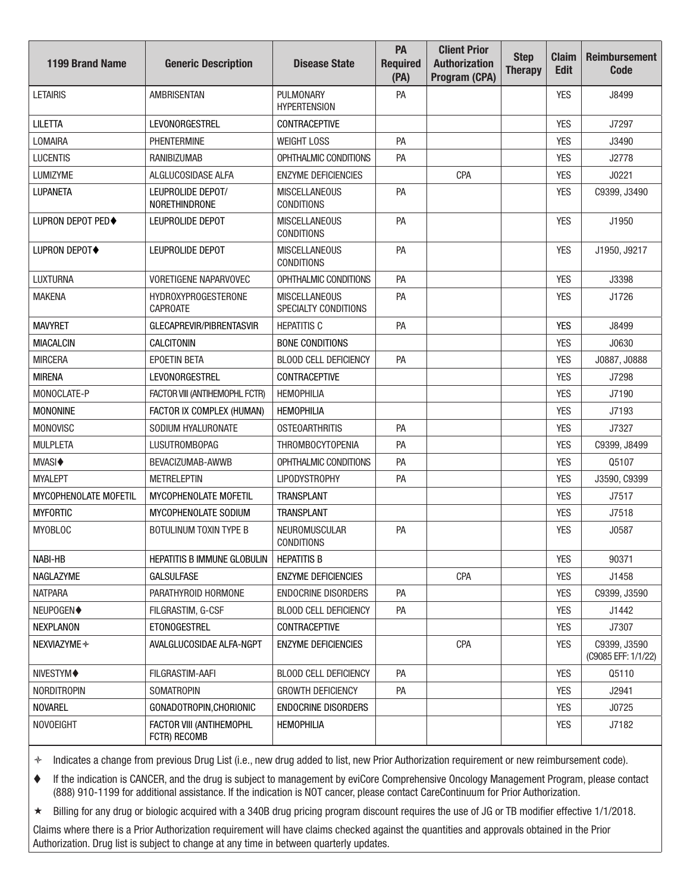| 1199 Brand Name | Generic Description | Disease State | PA Required (PA) | Client Prior Authorization Program (CPA) | Step Therapy | Claim Edit | Reimbursement Code |
|---|---|---|---|---|---|---|---|
| LETAIRIS | AMBRISENTAN | PULMONARY HYPERTENSION | PA | | | YES | J8499 |
| LILETTA | LEVONORGESTREL | CONTRACEPTIVE | | | | YES | J7297 |
| LOMAIRA | PHENTERMINE | WEIGHT LOSS | PA | | | YES | J3490 |
| LUCENTIS | RANIBIZUMAB | OPHTHALMIC CONDITIONS | PA | | | YES | J2778 |
| LUMIZYME | ALGLUCOSIDASE ALFA | ENZYME DEFICIENCIES | | CPA | | YES | J0221 |
| LUPANETA | LEUPROLIDE DEPOT/ NORETHINDRONE | MISCELLANEOUS CONDITIONS | PA | | | YES | C9399, J3490 |
| LUPRON DEPOT PED♦ | LEUPROLIDE DEPOT | MISCELLANEOUS CONDITIONS | PA | | | YES | J1950 |
| LUPRON DEPOT♦ | LEUPROLIDE DEPOT | MISCELLANEOUS CONDITIONS | PA | | | YES | J1950, J9217 |
| LUXTURNA | VORETIGENE NAPARVOVEC | OPHTHALMIC CONDITIONS | PA | | | YES | J3398 |
| MAKENA | HYDROXYPROGESTERONE CAPROATE | MISCELLANEOUS SPECIALTY CONDITIONS | PA | | | YES | J1726 |
| MAVYRET | GLECAPREVIR/PIBRENTASVIR | HEPATITIS C | PA | | | YES | J8499 |
| MIACALCIN | CALCITONIN | BONE CONDITIONS | | | | YES | J0630 |
| MIRCERA | EPOETIN BETA | BLOOD CELL DEFICIENCY | PA | | | YES | J0887, J0888 |
| MIRENA | LEVONORGESTREL | CONTRACEPTIVE | | | | YES | J7298 |
| MONOCLATE-P | FACTOR VIII (ANTIHEMOPHL FCTR) | HEMOPHILIA | | | | YES | J7190 |
| MONONINE | FACTOR IX COMPLEX (HUMAN) | HEMOPHILIA | | | | YES | J7193 |
| MONOVISC | SODIUM HYALURONATE | OSTEOARTHRITIS | PA | | | YES | J7327 |
| MULPLETA | LUSUTROMBOPAG | THROMBOCYTOPENIA | PA | | | YES | C9399, J8499 |
| MVASI♦ | BEVACIZUMAB-AWWB | OPHTHALMIC CONDITIONS | PA | | | YES | Q5107 |
| MYALEPT | METRELEPTIN | LIPODYSTROPHY | PA | | | YES | J3590, C9399 |
| MYCOPHENOLATE MOFETIL | MYCOPHENOLATE MOFETIL | TRANSPLANT | | | | YES | J7517 |
| MYFORTIC | MYCOPHENOLATE SODIUM | TRANSPLANT | | | | YES | J7518 |
| MYOBLOC | BOTULINUM TOXIN TYPE B | NEUROMUSCULAR CONDITIONS | PA | | | YES | J0587 |
| NABI-HB | HEPATITIS B IMMUNE GLOBULIN | HEPATITIS B | | | | YES | 90371 |
| NAGLAZYME | GALSULFASE | ENZYME DEFICIENCIES | | CPA | | YES | J1458 |
| NATPARA | PARATHYROID HORMONE | ENDOCRINE DISORDERS | PA | | | YES | C9399, J3590 |
| NEUPOGEN♦ | FILGRASTIM, G-CSF | BLOOD CELL DEFICIENCY | PA | | | YES | J1442 |
| NEXPLANON | ETONOGESTREL | CONTRACEPTIVE | | | | YES | J7307 |
| NEXVIAZYME✧ | AVALGLUCOSIDAE ALFA-NGPT | ENZYME DEFICIENCIES | | CPA | | YES | C9399, J3590 (C9085 EFF: 1/1/22) |
| NIVESTYM♦ | FILGRASTIM-AAFI | BLOOD CELL DEFICIENCY | PA | | | YES | Q5110 |
| NORDITROPIN | SOMATROPIN | GROWTH DEFICIENCY | PA | | | YES | J2941 |
| NOVAREL | GONADOTROPIN,CHORIONIC | ENDOCRINE DISORDERS | | | | YES | J0725 |
| NOVOEIGHT | FACTOR VIII (ANTIHEMOPHL FCTR) RECOMB | HEMOPHILIA | | | | YES | J7182 |

✧ Indicates a change from previous Drug List (i.e., new drug added to list, new Prior Authorization requirement or new reimbursement code).

♦ If the indication is CANCER, and the drug is subject to management by eviCore Comprehensive Oncology Management Program, please contact (888) 910-1199 for additional assistance. If the indication is NOT cancer, please contact CareContinuum for Prior Authorization.

★ Billing for any drug or biologic acquired with a 340B drug pricing program discount requires the use of JG or TB modifier effective 1/1/2018.

Claims where there is a Prior Authorization requirement will have claims checked against the quantities and approvals obtained in the Prior Authorization. Drug list is subject to change at any time in between quarterly updates.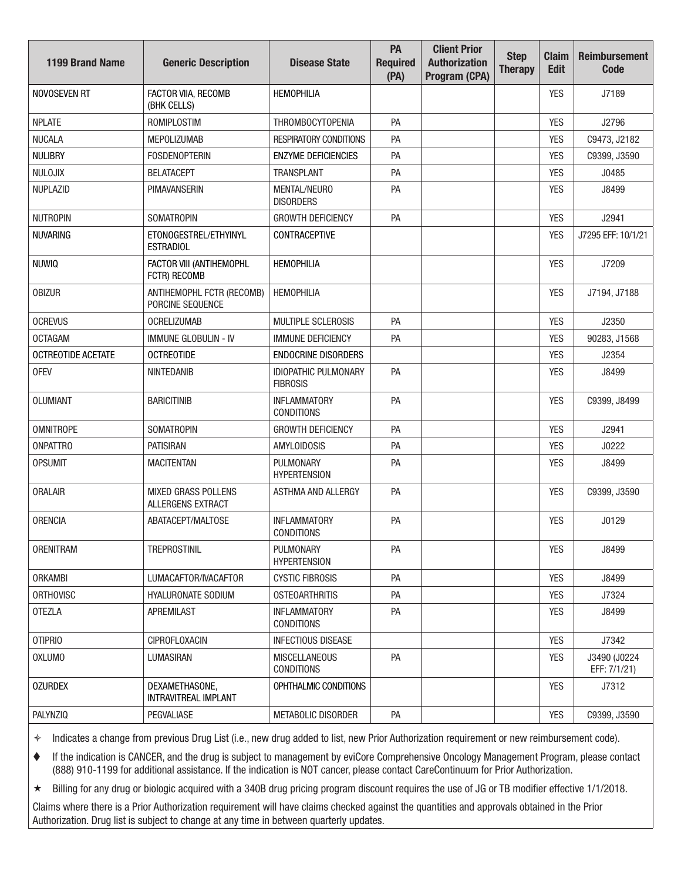| 1199 Brand Name | Generic Description | Disease State | PA Required (PA) | Client Prior Authorization Program (CPA) | Step Therapy | Claim Edit | Reimbursement Code |
|---|---|---|---|---|---|---|---|
| NOVOSEVEN RT | FACTOR VIIA, RECOMB (BHK CELLS) | HEMOPHILIA | | | | YES | J7189 |
| NPLATE | ROMIPLOSTIM | THROMBOCYTOPENIA | PA | | | YES | J2796 |
| NUCALA | MEPOLIZUMAB | RESPIRATORY CONDITIONS | PA | | | YES | C9473, J2182 |
| NULIBRY | FOSDENOPTERIN | ENZYME DEFICIENCIES | PA | | | YES | C9399, J3590 |
| NULOJIX | BELATACEPT | TRANSPLANT | PA | | | YES | J0485 |
| NUPLAZID | PIMAVANSERIN | MENTAL/NEURO DISORDERS | PA | | | YES | J8499 |
| NUTROPIN | SOMATROPIN | GROWTH DEFICIENCY | PA | | | YES | J2941 |
| NUVARING | ETONOGESTREL/ETHYINYL ESTRADIOL | CONTRACEPTIVE | | | | YES | J7295 EFF: 10/1/21 |
| NUWIQ | FACTOR VIII (ANTIHEMOPHL FCTR) RECOMB | HEMOPHILIA | | | | YES | J7209 |
| OBIZUR | ANTIHEMOPHL FCTR (RECOMB) PORCINE SEQUENCE | HEMOPHILIA | | | | YES | J7194, J7188 |
| OCREVUS | OCRELIZUMAB | MULTIPLE SCLEROSIS | PA | | | YES | J2350 |
| OCTAGAM | IMMUNE GLOBULIN - IV | IMMUNE DEFICIENCY | PA | | | YES | 90283, J1568 |
| OCTREOTIDE ACETATE | OCTREOTIDE | ENDOCRINE DISORDERS | | | | YES | J2354 |
| OFEV | NINTEDANIB | IDIOPATHIC PULMONARY FIBROSIS | PA | | | YES | J8499 |
| OLUMIANT | BARICITINIB | INFLAMMATORY CONDITIONS | PA | | | YES | C9399, J8499 |
| OMNITROPE | SOMATROPIN | GROWTH DEFICIENCY | PA | | | YES | J2941 |
| ONPATTRO | PATISIRAN | AMYLOIDOSIS | PA | | | YES | J0222 |
| OPSUMIT | MACITENTAN | PULMONARY HYPERTENSION | PA | | | YES | J8499 |
| ORALAIR | MIXED GRASS POLLENS ALLERGENS EXTRACT | ASTHMA AND ALLERGY | PA | | | YES | C9399, J3590 |
| ORENCIA | ABATACEPT/MALTOSE | INFLAMMATORY CONDITIONS | PA | | | YES | J0129 |
| ORENITRAM | TREPROSTINIL | PULMONARY HYPERTENSION | PA | | | YES | J8499 |
| ORKAMBI | LUMACAFTOR/IVACAFTOR | CYSTIC FIBROSIS | PA | | | YES | J8499 |
| ORTHOVISC | HYALURONATE SODIUM | OSTEOARTHRITIS | PA | | | YES | J7324 |
| OTEZLA | APREMILAST | INFLAMMATORY CONDITIONS | PA | | | YES | J8499 |
| OTIPRIO | CIPROFLOXACIN | INFECTIOUS DISEASE | | | | YES | J7342 |
| OXLUMO | LUMASIRAN | MISCELLANEOUS CONDITIONS | PA | | | YES | J3490 (J0224 EFF: 7/1/21) |
| OZURDEX | DEXAMETHASONE, INTRAVITREAL IMPLANT | OPHTHALMIC CONDITIONS | | | | YES | J7312 |
| PALYNZIQ | PEGVALIASE | METABOLIC DISORDER | PA | | | YES | C9399, J3590 |

✢ Indicates a change from previous Drug List (i.e., new drug added to list, new Prior Authorization requirement or new reimbursement code).

♦ If the indication is CANCER, and the drug is subject to management by eviCore Comprehensive Oncology Management Program, please contact (888) 910-1199 for additional assistance. If the indication is NOT cancer, please contact CareContinuum for Prior Authorization.

★ Billing for any drug or biologic acquired with a 340B drug pricing program discount requires the use of JG or TB modifier effective 1/1/2018.

Claims where there is a Prior Authorization requirement will have claims checked against the quantities and approvals obtained in the Prior Authorization. Drug list is subject to change at any time in between quarterly updates.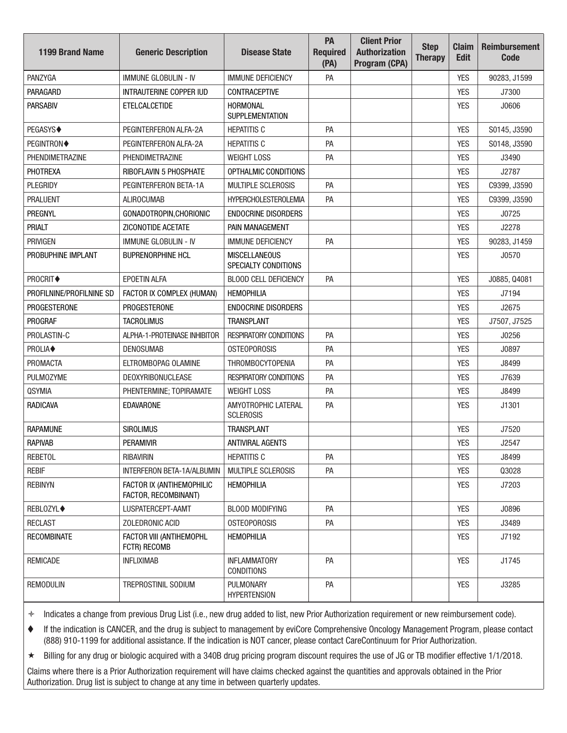| 1199 Brand Name | Generic Description | Disease State | PA Required (PA) | Client Prior Authorization Program (CPA) | Step Therapy | Claim Edit | Reimbursement Code |
|---|---|---|---|---|---|---|---|
| PANZYGA | IMMUNE GLOBULIN - IV | IMMUNE DEFICIENCY | PA | | | YES | 90283, J1599 |
| PARAGARD | INTRAUTERINE COPPER IUD | CONTRACEPTIVE | | | | YES | J7300 |
| PARSABIV | ETELCALCETIDE | HORMONAL SUPPLEMENTATION | | | | YES | J0606 |
| PEGASYS♦ | PEGINTERFERON ALFA-2A | HEPATITIS C | PA | | | YES | S0145, J3590 |
| PEGINTRON♦ | PEGINTERFERON ALFA-2A | HEPATITIS C | PA | | | YES | S0148, J3590 |
| PHENDIMETRAZINE | PHENDIMETRAZINE | WEIGHT LOSS | PA | | | YES | J3490 |
| PHOTREXA | RIBOFLAVIN 5 PHOSPHATE | OPTHALMIC CONDITIONS | | | | YES | J2787 |
| PLEGRIDY | PEGINTERFERON BETA-1A | MULTIPLE SCLEROSIS | PA | | | YES | C9399, J3590 |
| PRALUENT | ALIROCUMAB | HYPERCHOLESTEROLEMIA | PA | | | YES | C9399, J3590 |
| PREGNYL | GONADOTROPIN,CHORIONIC | ENDOCRINE DISORDERS | | | | YES | J0725 |
| PRIALT | ZICONOTIDE ACETATE | PAIN MANAGEMENT | | | | YES | J2278 |
| PRIVIGEN | IMMUNE GLOBULIN - IV | IMMUNE DEFICIENCY | PA | | | YES | 90283, J1459 |
| PROBUPHINE IMPLANT | BUPRENORPHINE HCL | MISCELLANEOUS SPECIALTY CONDITIONS | | | | YES | J0570 |
| PROCRIT♦ | EPOETIN ALFA | BLOOD CELL DEFICIENCY | PA | | | YES | J0885, Q4081 |
| PROFILNINE/PROFILNINE SD | FACTOR IX COMPLEX (HUMAN) | HEMOPHILIA | | | | YES | J7194 |
| PROGESTERONE | PROGESTERONE | ENDOCRINE DISORDERS | | | | YES | J2675 |
| PROGRAF | TACROLIMUS | TRANSPLANT | | | | YES | J7507, J7525 |
| PROLASTIN-C | ALPHA-1-PROTEINASE INHIBITOR | RESPIRATORY CONDITIONS | PA | | | YES | J0256 |
| PROLIA♦ | DENOSUMAB | OSTEOPOROSIS | PA | | | YES | J0897 |
| PROMACTA | ELTROMBOPAG OLAMINE | THROMBOCYTOPENIA | PA | | | YES | J8499 |
| PULMOZYME | DEOXYRIBONUCLEASE | RESPIRATORY CONDITIONS | PA | | | YES | J7639 |
| QSYMIA | PHENTERMINE; TOPIRAMATE | WEIGHT LOSS | PA | | | YES | J8499 |
| RADICAVA | EDAVARONE | AMYOTROPHIC LATERAL SCLEROSIS | PA | | | YES | J1301 |
| RAPAMUNE | SIROLIMUS | TRANSPLANT | | | | YES | J7520 |
| RAPIVAB | PERAMIVIR | ANTIVIRAL AGENTS | | | | YES | J2547 |
| REBETOL | RIBAVIRIN | HEPATITIS C | PA | | | YES | J8499 |
| REBIF | INTERFERON BETA-1A/ALBUMIN | MULTIPLE SCLEROSIS | PA | | | YES | Q3028 |
| REBINYN | FACTOR IX (ANTIHEMOPHILIC FACTOR, RECOMBINANT) | HEMOPHILIA | | | | YES | J7203 |
| REBLOZYL♦ | LUSPATERCEPT-AAMT | BLOOD MODIFYING | PA | | | YES | J0896 |
| RECLAST | ZOLEDRONIC ACID | OSTEOPOROSIS | PA | | | YES | J3489 |
| RECOMBINATE | FACTOR VIII (ANTIHEMOPHL FCTR) RECOMB | HEMOPHILIA | | | | YES | J7192 |
| REMICADE | INFLIXIMAB | INFLAMMATORY CONDITIONS | PA | | | YES | J1745 |
| REMODULIN | TREPROSTINIL SODIUM | PULMONARY HYPERTENSION | PA | | | YES | J3285 |

✧ Indicates a change from previous Drug List (i.e., new drug added to list, new Prior Authorization requirement or new reimbursement code).

♦ If the indication is CANCER, and the drug is subject to management by eviCore Comprehensive Oncology Management Program, please contact (888) 910-1199 for additional assistance. If the indication is NOT cancer, please contact CareContinuum for Prior Authorization.

★ Billing for any drug or biologic acquired with a 340B drug pricing program discount requires the use of JG or TB modifier effective 1/1/2018.

Claims where there is a Prior Authorization requirement will have claims checked against the quantities and approvals obtained in the Prior Authorization. Drug list is subject to change at any time in between quarterly updates.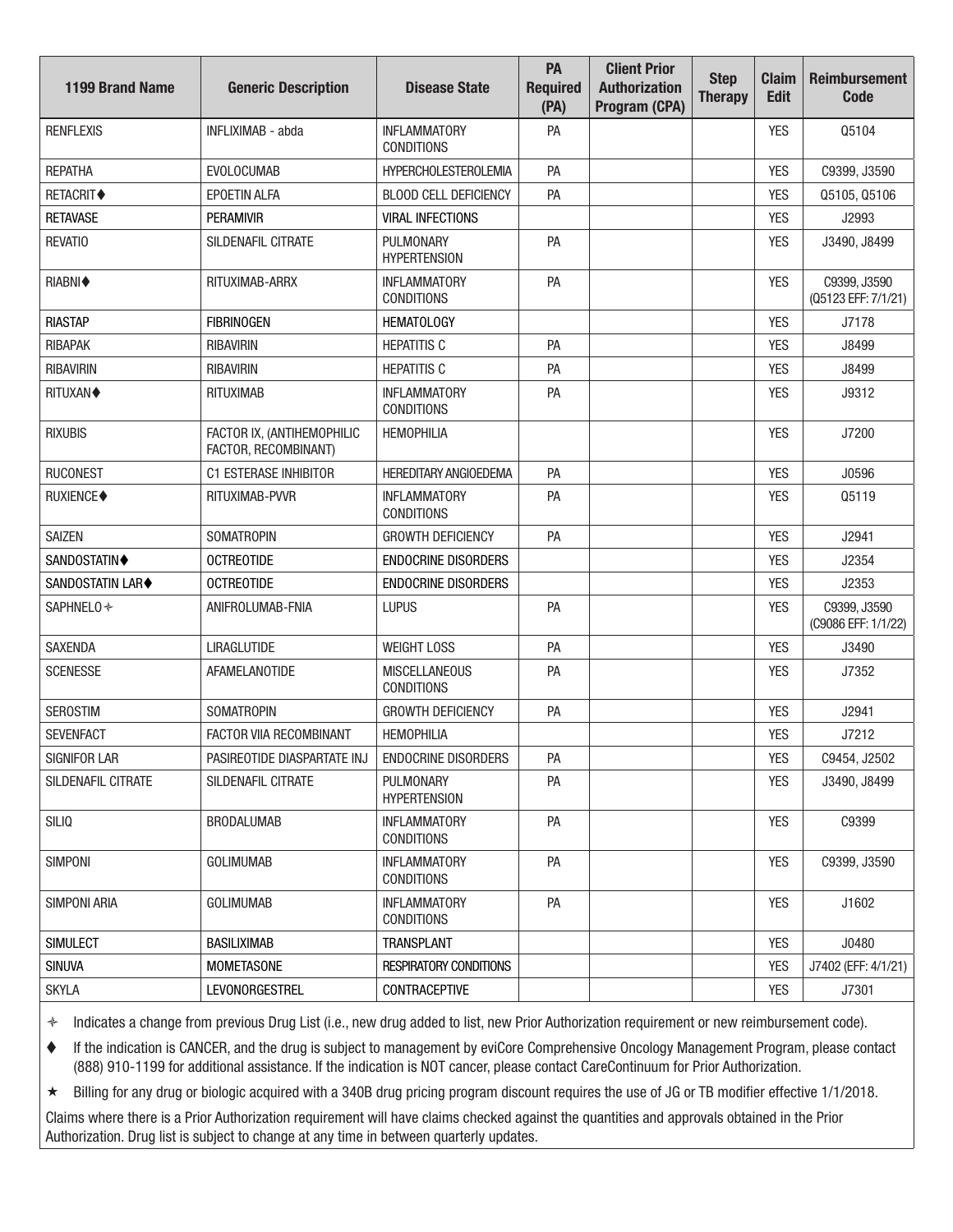| 1199 Brand Name | Generic Description | Disease State | PA Required (PA) | Client Prior Authorization Program (CPA) | Step Therapy | Claim Edit | Reimbursement Code |
|---|---|---|---|---|---|---|---|
| RENFLEXIS | INFLIXIMAB - abda | INFLAMMATORY CONDITIONS | PA | | | YES | Q5104 |
| REPATHA | EVOLOCUMAB | HYPERCHOLESTEROLEMIA | PA | | | YES | C9399, J3590 |
| RETACRIT♦ | EPOETIN ALFA | BLOOD CELL DEFICIENCY | PA | | | YES | Q5105, Q5106 |
| RETAVASE | PERAMIVIR | VIRAL INFECTIONS | | | | YES | J2993 |
| REVATIO | SILDENAFIL CITRATE | PULMONARY HYPERTENSION | PA | | | YES | J3490, J8499 |
| RIABNI♦ | RITUXIMAB-ARRX | INFLAMMATORY CONDITIONS | PA | | | YES | C9399, J3590 (Q5123 EFF: 7/1/21) |
| RIASTAP | FIBRINOGEN | HEMATOLOGY | | | | YES | J7178 |
| RIBAPAK | RIBAVIRIN | HEPATITIS C | PA | | | YES | J8499 |
| RIBAVIRIN | RIBAVIRIN | HEPATITIS C | PA | | | YES | J8499 |
| RITUXAN♦ | RITUXIMAB | INFLAMMATORY CONDITIONS | PA | | | YES | J9312 |
| RIXUBIS | FACTOR IX, (ANTIHEMOPHILIC FACTOR, RECOMBINANT) | HEMOPHILIA | | | | YES | J7200 |
| RUCONEST | C1 ESTERASE INHIBITOR | HEREDITARY ANGIOEDEMA | PA | | | YES | J0596 |
| RUXIENCE♦ | RITUXIMAB-PVVR | INFLAMMATORY CONDITIONS | PA | | | YES | Q5119 |
| SAIZEN | SOMATROPIN | GROWTH DEFICIENCY | PA | | | YES | J2941 |
| SANDOSTATIN♦ | OCTREOTIDE | ENDOCRINE DISORDERS | | | | YES | J2354 |
| SANDOSTATIN LAR♦ | OCTREOTIDE | ENDOCRINE DISORDERS | | | | YES | J2353 |
| SAPHNELO✧ | ANIFROLUMAB-FNIA | LUPUS | PA | | | YES | C9399, J3590 (C9086 EFF: 1/1/22) |
| SAXENDA | LIRAGLUTIDE | WEIGHT LOSS | PA | | | YES | J3490 |
| SCENESSE | AFAMELANOTIDE | MISCELLANEOUS CONDITIONS | PA | | | YES | J7352 |
| SEROSTIM | SOMATROPIN | GROWTH DEFICIENCY | PA | | | YES | J2941 |
| SEVENFACT | FACTOR VIIA RECOMBINANT | HEMOPHILIA | | | | YES | J7212 |
| SIGNIFOR LAR | PASIREOTIDE DIASPARTATE INJ | ENDOCRINE DISORDERS | PA | | | YES | C9454, J2502 |
| SILDENAFIL CITRATE | SILDENAFIL CITRATE | PULMONARY HYPERTENSION | PA | | | YES | J3490, J8499 |
| SILIQ | BRODALUMAB | INFLAMMATORY CONDITIONS | PA | | | YES | C9399 |
| SIMPONI | GOLIMUMAB | INFLAMMATORY CONDITIONS | PA | | | YES | C9399, J3590 |
| SIMPONI ARIA | GOLIMUMAB | INFLAMMATORY CONDITIONS | PA | | | YES | J1602 |
| SIMULECT | BASILIXIMAB | TRANSPLANT | | | | YES | J0480 |
| SINUVA | MOMETASONE | RESPIRATORY CONDITIONS | | | | YES | J7402 (EFF: 4/1/21) |
| SKYLA | LEVONORGESTREL | CONTRACEPTIVE | | | | YES | J7301 |

✧ Indicates a change from previous Drug List (i.e., new drug added to list, new Prior Authorization requirement or new reimbursement code).

♦ If the indication is CANCER, and the drug is subject to management by eviCore Comprehensive Oncology Management Program, please contact (888) 910-1199 for additional assistance. If the indication is NOT cancer, please contact CareContinuum for Prior Authorization.

★ Billing for any drug or biologic acquired with a 340B drug pricing program discount requires the use of JG or TB modifier effective 1/1/2018.

Claims where there is a Prior Authorization requirement will have claims checked against the quantities and approvals obtained in the Prior Authorization. Drug list is subject to change at any time in between quarterly updates.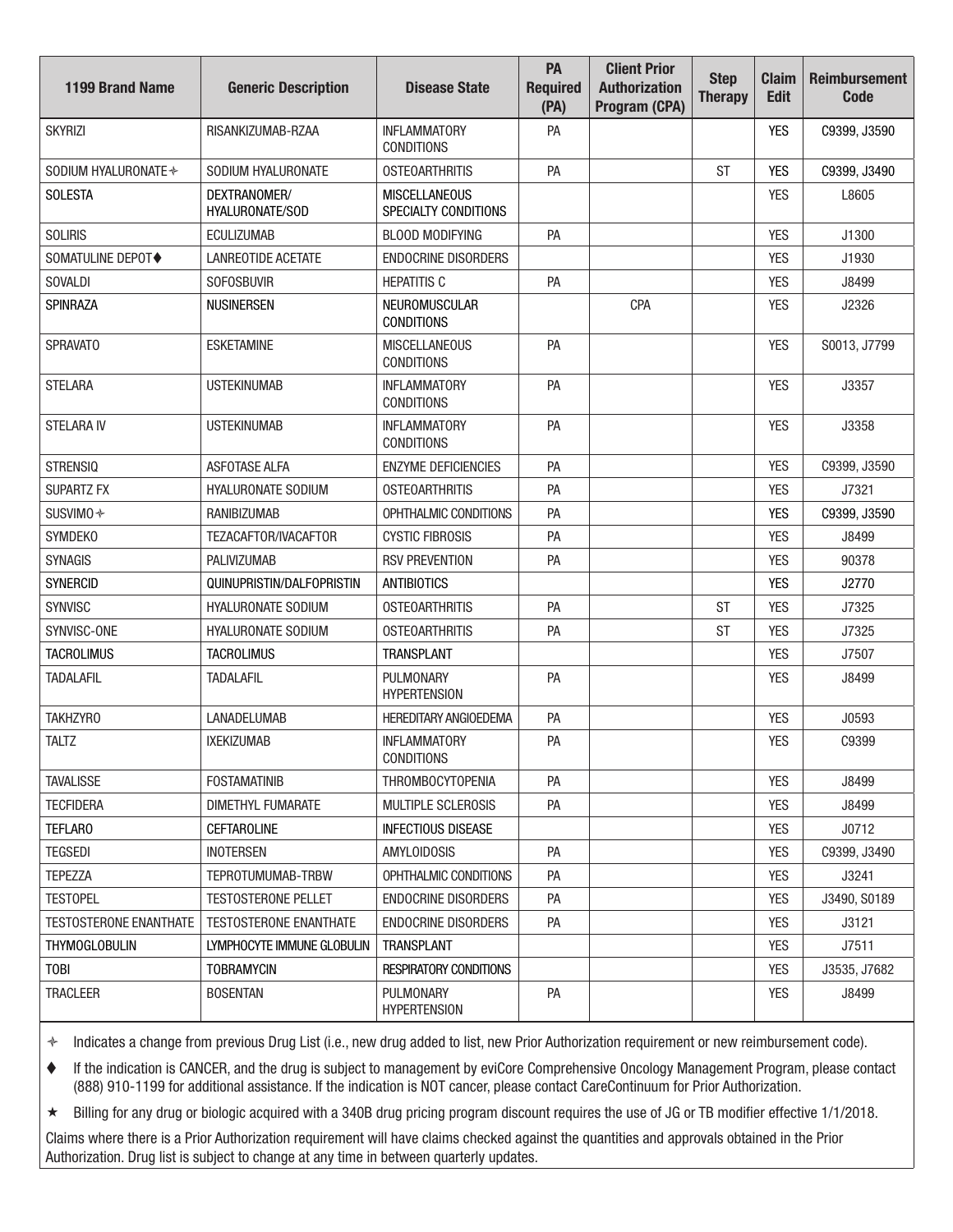| 1199 Brand Name | Generic Description | Disease State | PA Required (PA) | Client Prior Authorization Program (CPA) | Step Therapy | Claim Edit | Reimbursement Code |
|---|---|---|---|---|---|---|---|
| SKYRIZI | RISANKIZUMAB-RZAA | INFLAMMATORY CONDITIONS | PA | | | YES | C9399, J3590 |
| SODIUM HYALURONATE ✧ | SODIUM HYALURONATE | OSTEOARTHRITIS | PA | | ST | YES | C9399, J3490 |
| SOLESTA | DEXTRANOMER/ HYALURONATE/SOD | MISCELLANEOUS SPECIALTY CONDITIONS | | | | YES | L8605 |
| SOLIRIS | ECULIZUMAB | BLOOD MODIFYING | PA | | | YES | J1300 |
| SOMATULINE DEPOT♦ | LANREOTIDE ACETATE | ENDOCRINE DISORDERS | | | | YES | J1930 |
| SOVALDI | SOFOSBUVIR | HEPATITIS C | PA | | | YES | J8499 |
| SPINRAZA | NUSINERSEN | NEUROMUSCULAR CONDITIONS | | CPA | | YES | J2326 |
| SPRAVATO | ESKETAMINE | MISCELLANEOUS CONDITIONS | PA | | | YES | S0013, J7799 |
| STELARA | USTEKINUMAB | INFLAMMATORY CONDITIONS | PA | | | YES | J3357 |
| STELARA IV | USTEKINUMAB | INFLAMMATORY CONDITIONS | PA | | | YES | J3358 |
| STRENSIQ | ASFOTASE ALFA | ENZYME DEFICIENCIES | PA | | | YES | C9399, J3590 |
| SUPARTZ FX | HYALURONATE SODIUM | OSTEOARTHRITIS | PA | | | YES | J7321 |
| SUSVIMO ✧ | RANIBIZUMAB | OPHTHALMIC CONDITIONS | PA | | | YES | C9399, J3590 |
| SYMDEKO | TEZACAFTOR/IVACAFTOR | CYSTIC FIBROSIS | PA | | | YES | J8499 |
| SYNAGIS | PALIVIZUMAB | RSV PREVENTION | PA | | | YES | 90378 |
| SYNERCID | QUINUPRISTIN/DALFOPRISTIN | ANTIBIOTICS | | | | YES | J2770 |
| SYNVISC | HYALURONATE SODIUM | OSTEOARTHRITIS | PA | | ST | YES | J7325 |
| SYNVISC-ONE | HYALURONATE SODIUM | OSTEOARTHRITIS | PA | | ST | YES | J7325 |
| TACROLIMUS | TACROLIMUS | TRANSPLANT | | | | YES | J7507 |
| TADALAFIL | TADALAFIL | PULMONARY HYPERTENSION | PA | | | YES | J8499 |
| TAKHZYRO | LANADELUMAB | HEREDITARY ANGIOEDEMA | PA | | | YES | J0593 |
| TALTZ | IXEKIZUMAB | INFLAMMATORY CONDITIONS | PA | | | YES | C9399 |
| TAVALISSE | FOSTAMATINIB | THROMBOCYTOPENIA | PA | | | YES | J8499 |
| TECFIDERA | DIMETHYL FUMARATE | MULTIPLE SCLEROSIS | PA | | | YES | J8499 |
| TEFLARO | CEFTAROLINE | INFECTIOUS DISEASE | | | | YES | J0712 |
| TEGSEDI | INOTERSEN | AMYLOIDOSIS | PA | | | YES | C9399, J3490 |
| TEPEZZA | TEPROTUMUMAB-TRBW | OPHTHALMIC CONDITIONS | PA | | | YES | J3241 |
| TESTOPEL | TESTOSTERONE PELLET | ENDOCRINE DISORDERS | PA | | | YES | J3490, S0189 |
| TESTOSTERONE ENANTHATE | TESTOSTERONE ENANTHATE | ENDOCRINE DISORDERS | PA | | | YES | J3121 |
| THYMOGLOBULIN | LYMPHOCYTE IMMUNE GLOBULIN | TRANSPLANT | | | | YES | J7511 |
| TOBI | TOBRAMYCIN | RESPIRATORY CONDITIONS | | | | YES | J3535, J7682 |
| TRACLEER | BOSENTAN | PULMONARY HYPERTENSION | PA | | | YES | J8499 |

✧ Indicates a change from previous Drug List (i.e., new drug added to list, new Prior Authorization requirement or new reimbursement code).

♦ If the indication is CANCER, and the drug is subject to management by eviCore Comprehensive Oncology Management Program, please contact (888) 910-1199 for additional assistance. If the indication is NOT cancer, please contact CareContinuum for Prior Authorization.

★ Billing for any drug or biologic acquired with a 340B drug pricing program discount requires the use of JG or TB modifier effective 1/1/2018.

Claims where there is a Prior Authorization requirement will have claims checked against the quantities and approvals obtained in the Prior Authorization. Drug list is subject to change at any time in between quarterly updates.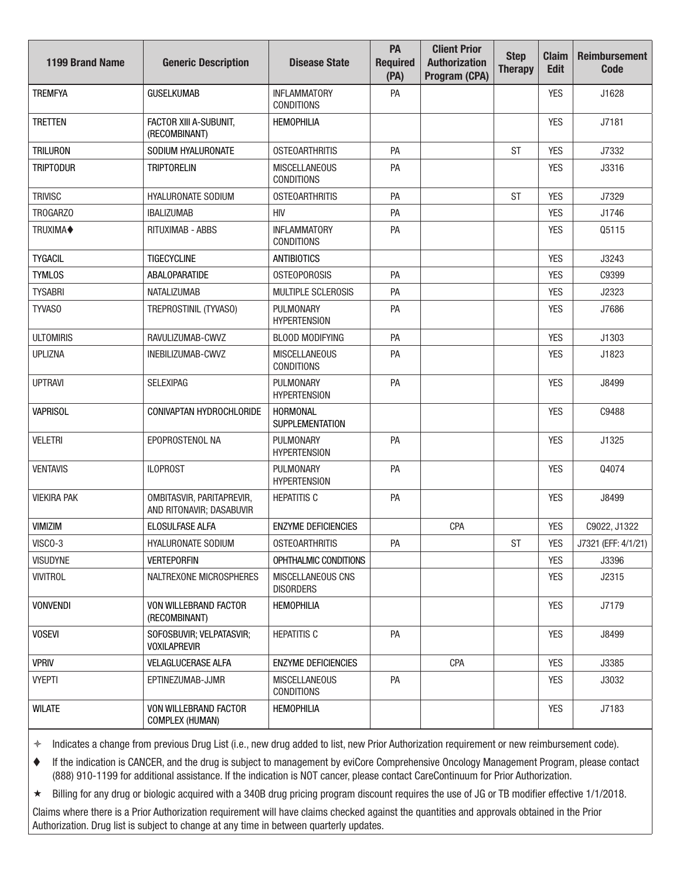| 1199 Brand Name | Generic Description | Disease State | PA Required (PA) | Client Prior Authorization Program (CPA) | Step Therapy | Claim Edit | Reimbursement Code |
|---|---|---|---|---|---|---|---|
| TREMFYA | GUSELKUMAB | INFLAMMATORY CONDITIONS | PA | | | YES | J1628 |
| TRETTEN | FACTOR XIII A-SUBUNIT, (RECOMBINANT) | HEMOPHILIA | | | | YES | J7181 |
| TRILURON | SODIUM HYALURONATE | OSTEOARTHRITIS | PA | | ST | YES | J7332 |
| TRIPTODUR | TRIPTORELIN | MISCELLANEOUS CONDITIONS | PA | | | YES | J3316 |
| TRIVISC | HYALURONATE SODIUM | OSTEOARTHRITIS | PA | | ST | YES | J7329 |
| TROGARZO | IBALIZUMAB | HIV | PA | | | YES | J1746 |
| TRUXIMA♦ | RITUXIMAB - ABBS | INFLAMMATORY CONDITIONS | PA | | | YES | Q5115 |
| TYGACIL | TIGECYCLINE | ANTIBIOTICS | | | | YES | J3243 |
| TYMLOS | ABALOPARATIDE | OSTEOPOROSIS | PA | | | YES | C9399 |
| TYSABRI | NATALIZUMAB | MULTIPLE SCLEROSIS | PA | | | YES | J2323 |
| TYVASO | TREPROSTINIL (TYVASO) | PULMONARY HYPERTENSION | PA | | | YES | J7686 |
| ULTOMIRIS | RAVULIZUMAB-CWVZ | BLOOD MODIFYING | PA | | | YES | J1303 |
| UPLIZNA | INEBILIZUMAB-CWVZ | MISCELLANEOUS CONDITIONS | PA | | | YES | J1823 |
| UPTRAVI | SELEXIPAG | PULMONARY HYPERTENSION | PA | | | YES | J8499 |
| VAPRISOL | CONIVAPTAN HYDROCHLORIDE | HORMONAL SUPPLEMENTATION | | | | YES | C9488 |
| VELETRI | EPOPROSTENOL NA | PULMONARY HYPERTENSION | PA | | | YES | J1325 |
| VENTAVIS | ILOPROST | PULMONARY HYPERTENSION | PA | | | YES | Q4074 |
| VIEKIRA PAK | OMBITASVIR, PARITAPREVIR, AND RITONAVIR; DASABUVIR | HEPATITIS C | PA | | | YES | J8499 |
| VIMIZIM | ELOSULFASE ALFA | ENZYME DEFICIENCIES | | CPA | | YES | C9022, J1322 |
| VISCO-3 | HYALURONATE SODIUM | OSTEOARTHRITIS | PA | | ST | YES | J7321 (EFF: 4/1/21) |
| VISUDYNE | VERTEPORFIN | OPHTHALMIC CONDITIONS | | | | YES | J3396 |
| VIVITROL | NALTREXONE MICROSPHERES | MISCELLANEOUS CNS DISORDERS | | | | YES | J2315 |
| VONVENDI | VON WILLEBRAND FACTOR (RECOMBINANT) | HEMOPHILIA | | | | YES | J7179 |
| VOSEVI | SOFOSBUVIR; VELPATASVIR; VOXILAPREVIR | HEPATITIS C | PA | | | YES | J8499 |
| VPRIV | VELAGLUCERASE ALFA | ENZYME DEFICIENCIES | | CPA | | YES | J3385 |
| VYEPTI | EPTINEZUMAB-JJMR | MISCELLANEOUS CONDITIONS | PA | | | YES | J3032 |
| WILATE | VON WILLEBRAND FACTOR COMPLEX (HUMAN) | HEMOPHILIA | | | | YES | J7183 |

✧ Indicates a change from previous Drug List (i.e., new drug added to list, new Prior Authorization requirement or new reimbursement code).

♦ If the indication is CANCER, and the drug is subject to management by eviCore Comprehensive Oncology Management Program, please contact (888) 910-1199 for additional assistance. If the indication is NOT cancer, please contact CareContinuum for Prior Authorization.

★ Billing for any drug or biologic acquired with a 340B drug pricing program discount requires the use of JG or TB modifier effective 1/1/2018.

Claims where there is a Prior Authorization requirement will have claims checked against the quantities and approvals obtained in the Prior Authorization. Drug list is subject to change at any time in between quarterly updates.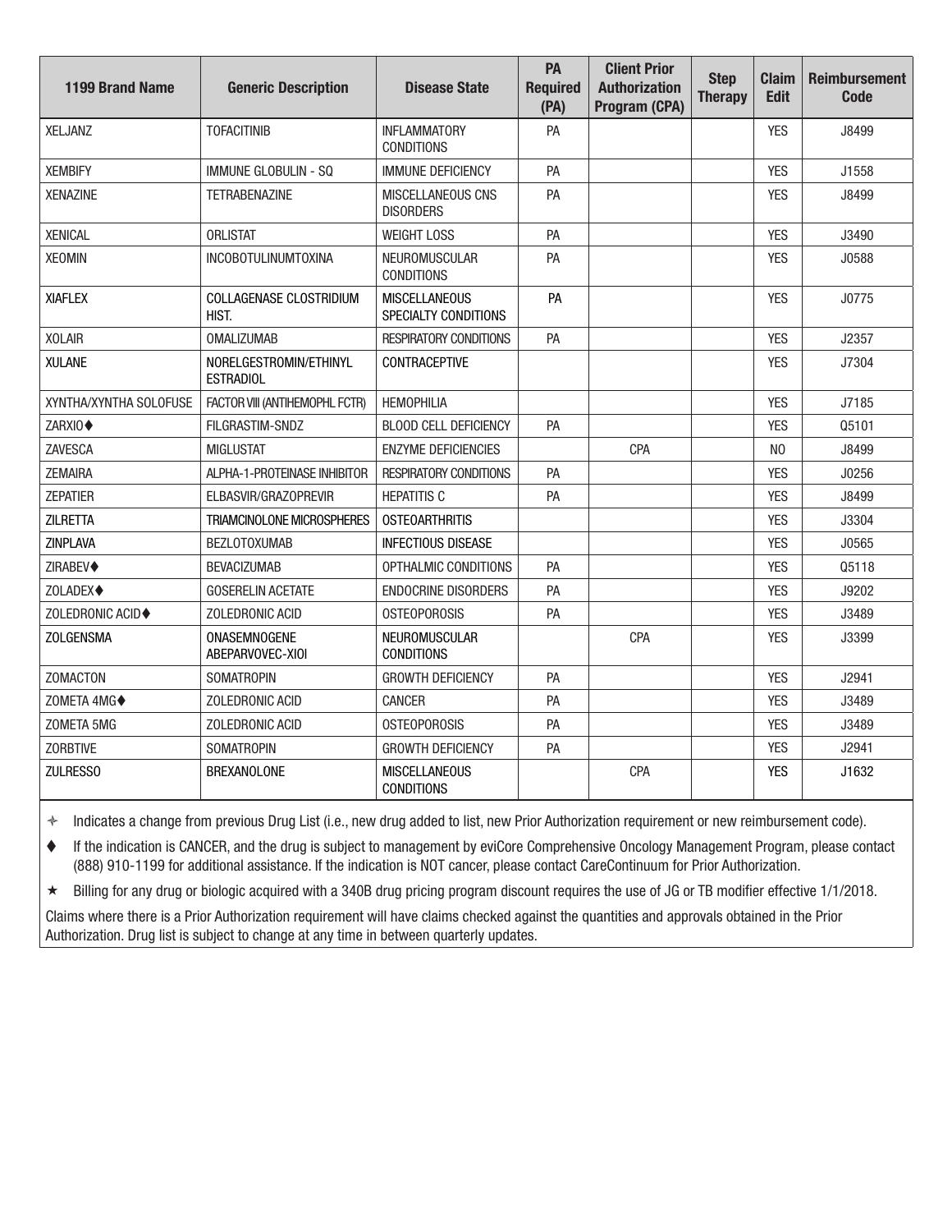| 1199 Brand Name | Generic Description | Disease State | PA Required (PA) | Client Prior Authorization Program (CPA) | Step Therapy | Claim Edit | Reimbursement Code |
|---|---|---|---|---|---|---|---|
| XELJANZ | TOFACITINIB | INFLAMMATORY CONDITIONS | PA | | | YES | J8499 |
| XEMBIFY | IMMUNE GLOBULIN - SQ | IMMUNE DEFICIENCY | PA | | | YES | J1558 |
| XENAZINE | TETRABENAZINE | MISCELLANEOUS CNS DISORDERS | PA | | | YES | J8499 |
| XENICAL | ORLISTAT | WEIGHT LOSS | PA | | | YES | J3490 |
| XEOMIN | INCOBOTULINUMTOXINA | NEUROMUSCULAR CONDITIONS | PA | | | YES | J0588 |
| XIAFLEX | COLLAGENASE CLOSTRIDIUM HIST. | MISCELLANEOUS SPECIALTY CONDITIONS | PA | | | YES | J0775 |
| XOLAIR | OMALIZUMAB | RESPIRATORY CONDITIONS | PA | | | YES | J2357 |
| XULANE | NORELGESTROMIN/ETHINYL ESTRADIOL | CONTRACEPTIVE | | | | YES | J7304 |
| XYNTHA/XYNTHA SOLOFUSE | FACTOR VIII (ANTIHEMOPHL FCTR) | HEMOPHILIA | | | | YES | J7185 |
| ZARXIO♦ | FILGRASTIM-SNDZ | BLOOD CELL DEFICIENCY | PA | | | YES | Q5101 |
| ZAVESCA | MIGLUSTAT | ENZYME DEFICIENCIES | | CPA | | NO | J8499 |
| ZEMAIRA | ALPHA-1-PROTEINASE INHIBITOR | RESPIRATORY CONDITIONS | PA | | | YES | J0256 |
| ZEPATIER | ELBASVIR/GRAZOPREVIR | HEPATITIS C | PA | | | YES | J8499 |
| ZILRETTA | TRIAMCINOLONE MICROSPHERES | OSTEOARTHRITIS | | | | YES | J3304 |
| ZINPLAVA | BEZLOTOXUMAB | INFECTIOUS DISEASE | | | | YES | J0565 |
| ZIRABEV♦ | BEVACIZUMAB | OPTHALMIC CONDITIONS | PA | | | YES | Q5118 |
| ZOLADEX♦ | GOSERELIN ACETATE | ENDOCRINE DISORDERS | PA | | | YES | J9202 |
| ZOLEDRONIC ACID♦ | ZOLEDRONIC ACID | OSTEOPOROSIS | PA | | | YES | J3489 |
| ZOLGENSMA | ONASEMNOGENE ABEPARVOVEC-XIOI | NEUROMUSCULAR CONDITIONS | | CPA | | YES | J3399 |
| ZOMACTON | SOMATROPIN | GROWTH DEFICIENCY | PA | | | YES | J2941 |
| ZOMETA 4MG♦ | ZOLEDRONIC ACID | CANCER | PA | | | YES | J3489 |
| ZOMETA 5MG | ZOLEDRONIC ACID | OSTEOPOROSIS | PA | | | YES | J3489 |
| ZORBTIVE | SOMATROPIN | GROWTH DEFICIENCY | PA | | | YES | J2941 |
| ZULRESSO | BREXANOLONE | MISCELLANEOUS CONDITIONS | | CPA | | YES | J1632 |

✧ Indicates a change from previous Drug List (i.e., new drug added to list, new Prior Authorization requirement or new reimbursement code).

♦ If the indication is CANCER, and the drug is subject to management by eviCore Comprehensive Oncology Management Program, please contact (888) 910-1199 for additional assistance. If the indication is NOT cancer, please contact CareContinuum for Prior Authorization.

★ Billing for any drug or biologic acquired with a 340B drug pricing program discount requires the use of JG or TB modifier effective 1/1/2018.

Claims where there is a Prior Authorization requirement will have claims checked against the quantities and approvals obtained in the Prior Authorization. Drug list is subject to change at any time in between quarterly updates.